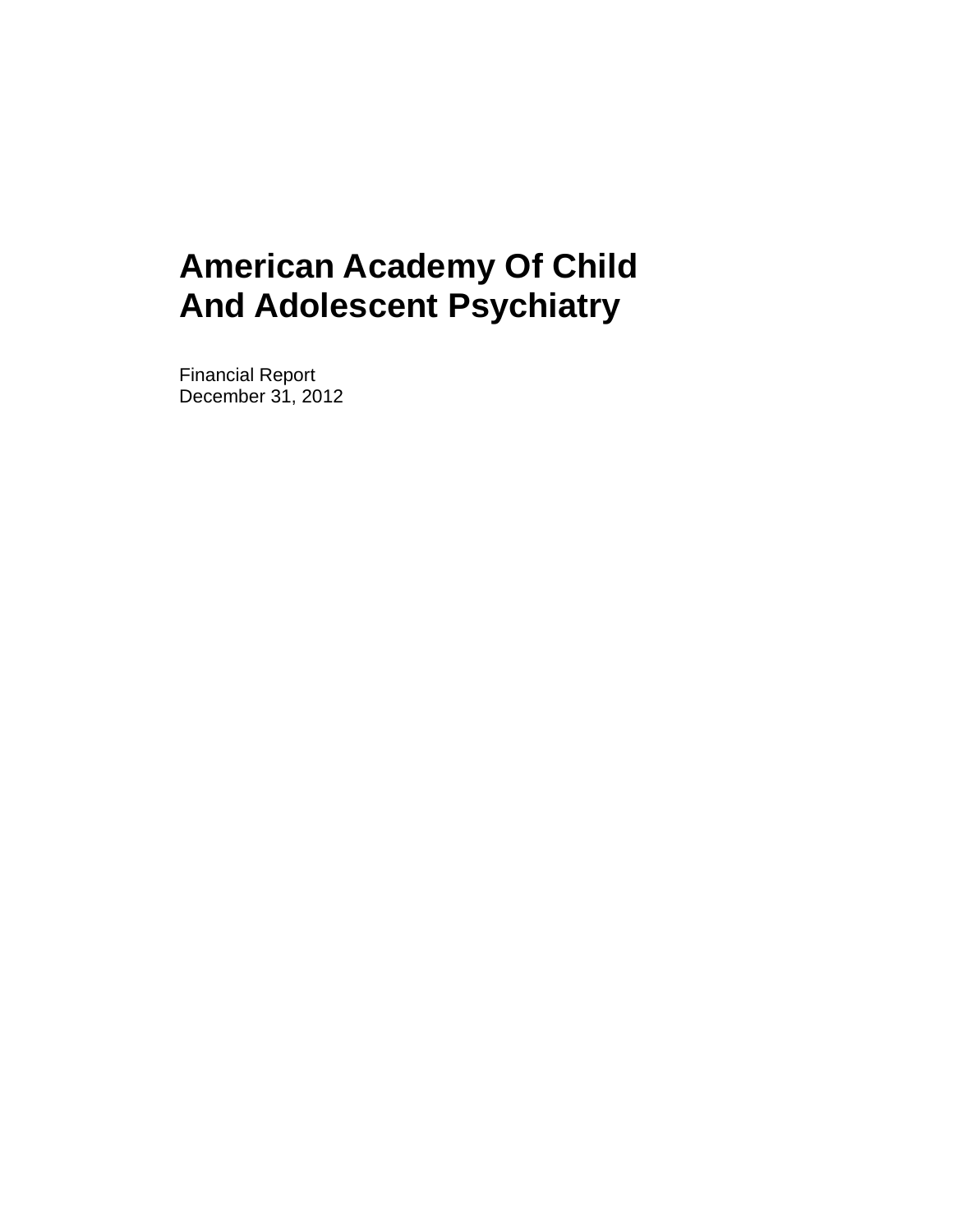# American Academy Of Child And Adolescent Psychiatry

Financial Report
December 31, 2012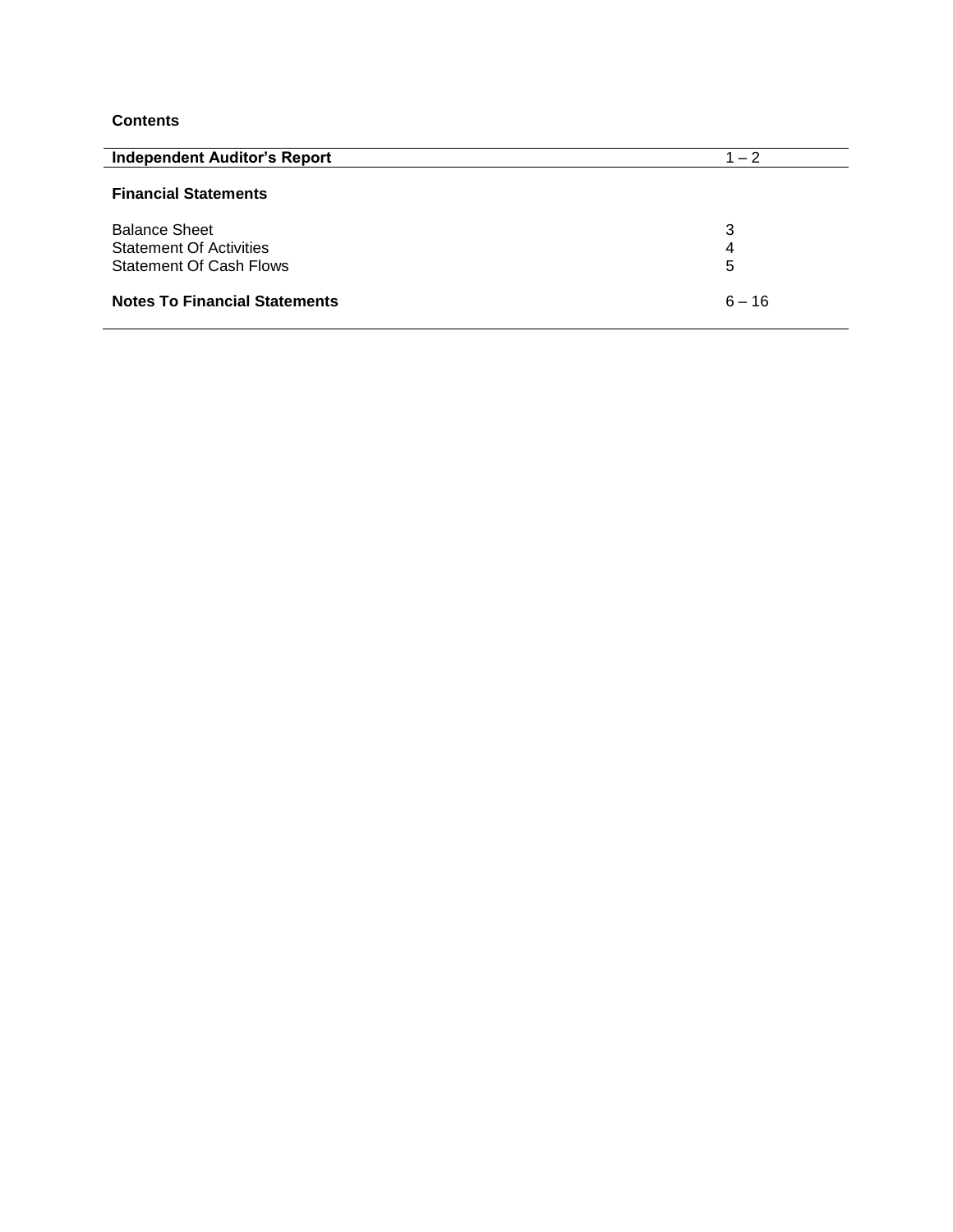## Contents

| | |
|---|---|
| **Independent Auditor's Report** | 1 – 2 |
| **Financial Statements** | |
| Balance Sheet | 3 |
| Statement Of Activities | 4 |
| Statement Of Cash Flows | 5 |
| **Notes To Financial Statements** | 6 – 16 |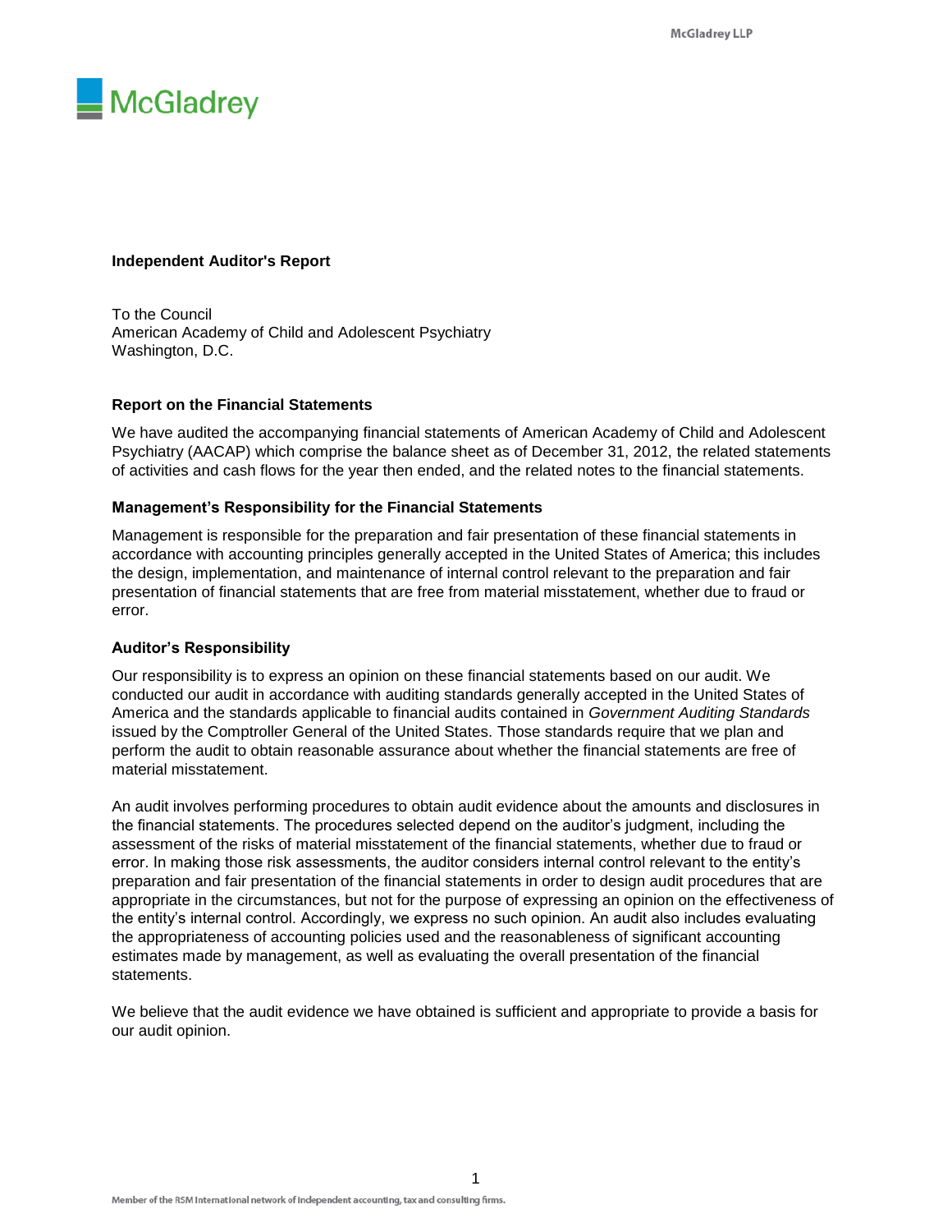McGladrey

**Independent Auditor's Report**

To the Council
American Academy of Child and Adolescent Psychiatry
Washington, D.C.

**Report on the Financial Statements**

We have audited the accompanying financial statements of American Academy of Child and Adolescent Psychiatry (AACAP) which comprise the balance sheet as of December 31, 2012, the related statements of activities and cash flows for the year then ended, and the related notes to the financial statements.

**Management's Responsibility for the Financial Statements**

Management is responsible for the preparation and fair presentation of these financial statements in accordance with accounting principles generally accepted in the United States of America; this includes the design, implementation, and maintenance of internal control relevant to the preparation and fair presentation of financial statements that are free from material misstatement, whether due to fraud or error.

**Auditor's Responsibility**

Our responsibility is to express an opinion on these financial statements based on our audit. We conducted our audit in accordance with auditing standards generally accepted in the United States of America and the standards applicable to financial audits contained in *Government Auditing Standards* issued by the Comptroller General of the United States. Those standards require that we plan and perform the audit to obtain reasonable assurance about whether the financial statements are free of material misstatement.

An audit involves performing procedures to obtain audit evidence about the amounts and disclosures in the financial statements. The procedures selected depend on the auditor's judgment, including the assessment of the risks of material misstatement of the financial statements, whether due to fraud or error. In making those risk assessments, the auditor considers internal control relevant to the entity's preparation and fair presentation of the financial statements in order to design audit procedures that are appropriate in the circumstances, but not for the purpose of expressing an opinion on the effectiveness of the entity's internal control. Accordingly, we express no such opinion. An audit also includes evaluating the appropriateness of accounting policies used and the reasonableness of significant accounting estimates made by management, as well as evaluating the overall presentation of the financial statements.

We believe that the audit evidence we have obtained is sufficient and appropriate to provide a basis for our audit opinion.

Member of the RSM International network of independent accounting, tax and consulting firms.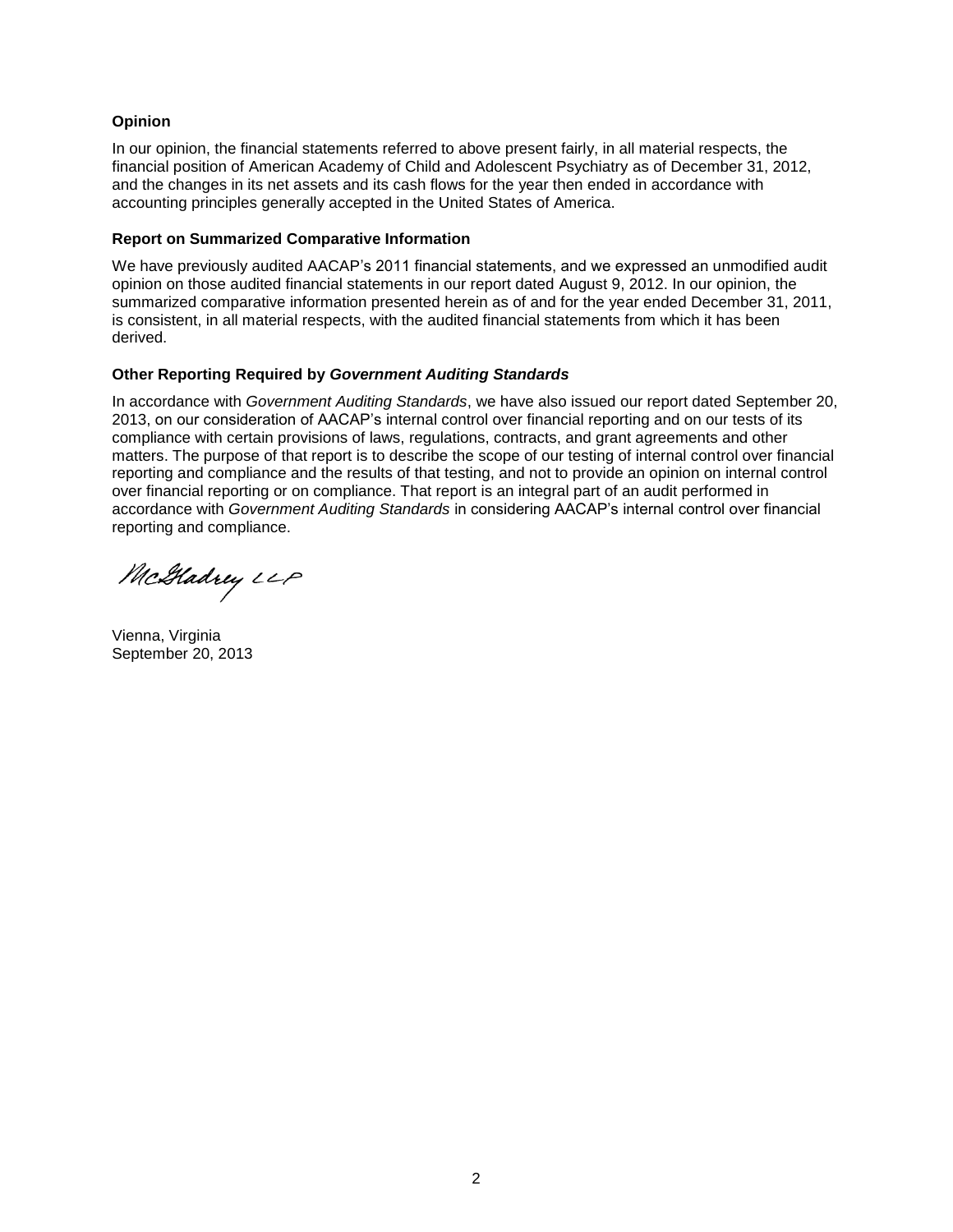### Opinion

In our opinion, the financial statements referred to above present fairly, in all material respects, the financial position of American Academy of Child and Adolescent Psychiatry as of December 31, 2012, and the changes in its net assets and its cash flows for the year then ended in accordance with accounting principles generally accepted in the United States of America.

### Report on Summarized Comparative Information

We have previously audited AACAP's 2011 financial statements, and we expressed an unmodified audit opinion on those audited financial statements in our report dated August 9, 2012. In our opinion, the summarized comparative information presented herein as of and for the year ended December 31, 2011, is consistent, in all material respects, with the audited financial statements from which it has been derived.

### Other Reporting Required by *Government Auditing Standards*

In accordance with *Government Auditing Standards*, we have also issued our report dated September 20, 2013, on our consideration of AACAP's internal control over financial reporting and on our tests of its compliance with certain provisions of laws, regulations, contracts, and grant agreements and other matters. The purpose of that report is to describe the scope of our testing of internal control over financial reporting and compliance and the results of that testing, and not to provide an opinion on internal control over financial reporting or on compliance. That report is an integral part of an audit performed in accordance with *Government Auditing Standards* in considering AACAP's internal control over financial reporting and compliance.

McGladrey LLP

Vienna, Virginia
September 20, 2013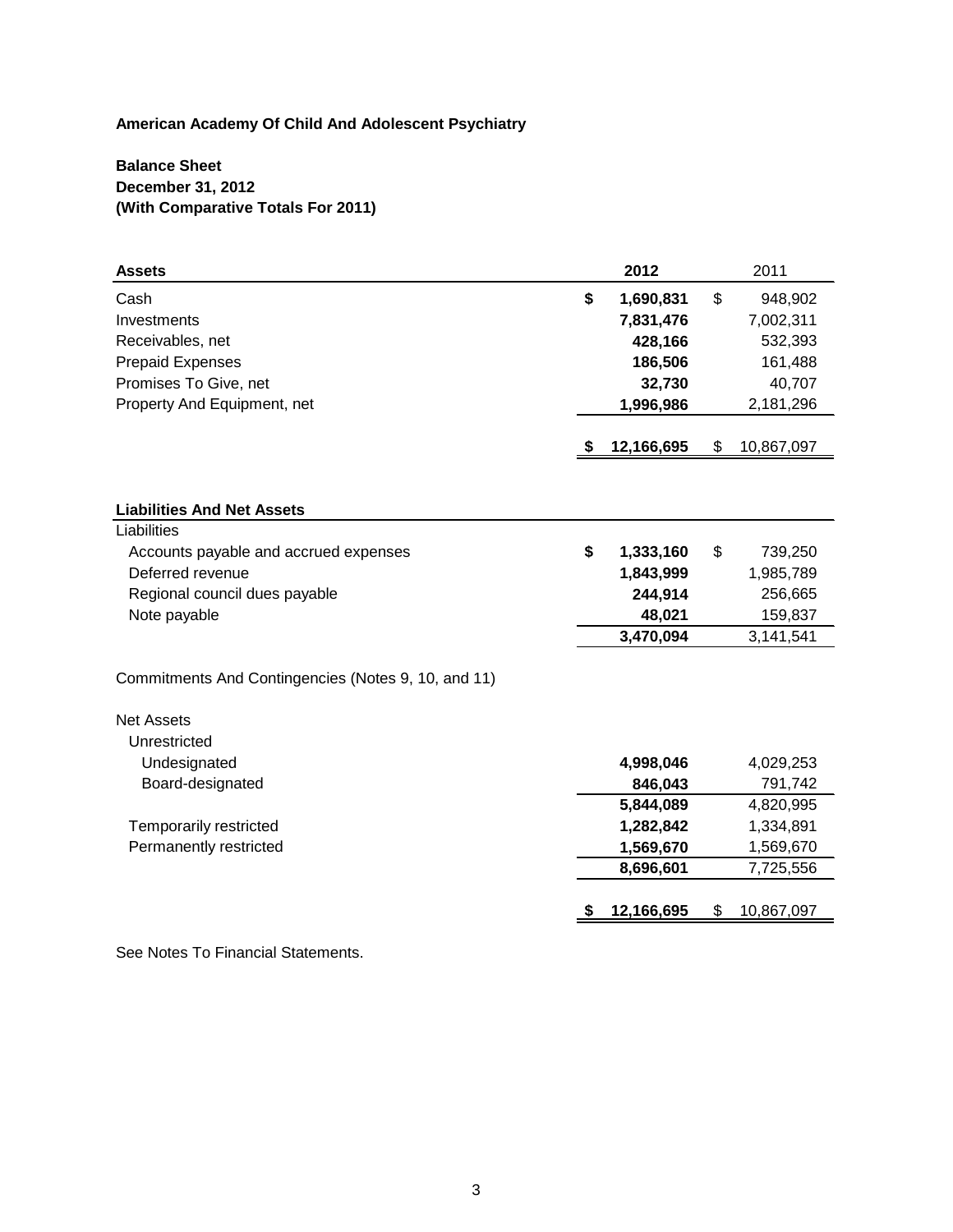**American Academy Of Child And Adolescent Psychiatry**

**Balance Sheet**
**December 31, 2012**
**(With Comparative Totals For 2011)**

| **Assets** | **2012** | 2011 |
|---|---|---|
| Cash | **$ 1,690,831** | $ 948,902 |
| Investments | **7,831,476** | 7,002,311 |
| Receivables, net | **428,166** | 532,393 |
| Prepaid Expenses | **186,506** | 161,488 |
| Promises To Give, net | **32,730** | 40,707 |
| Property And Equipment, net | **1,996,986** | 2,181,296 |
| | **$ 12,166,695** | $ 10,867,097 |

| **Liabilities And Net Assets** | | |
|---|---|---|
| Liabilities | | |
| Accounts payable and accrued expenses | **$ 1,333,160** | $ 739,250 |
| Deferred revenue | **1,843,999** | 1,985,789 |
| Regional council dues payable | **244,914** | 256,665 |
| Note payable | **48,021** | 159,837 |
| | **3,470,094** | 3,141,541 |
| Commitments And Contingencies (Notes 9, 10, and 11) | | |
| Net Assets | | |
| Unrestricted | | |
| Undesignated | **4,998,046** | 4,029,253 |
| Board-designated | **846,043** | 791,742 |
| | **5,844,089** | 4,820,995 |
| Temporarily restricted | **1,282,842** | 1,334,891 |
| Permanently restricted | **1,569,670** | 1,569,670 |
| | **8,696,601** | 7,725,556 |
| | **$ 12,166,695** | $ 10,867,097 |

See Notes To Financial Statements.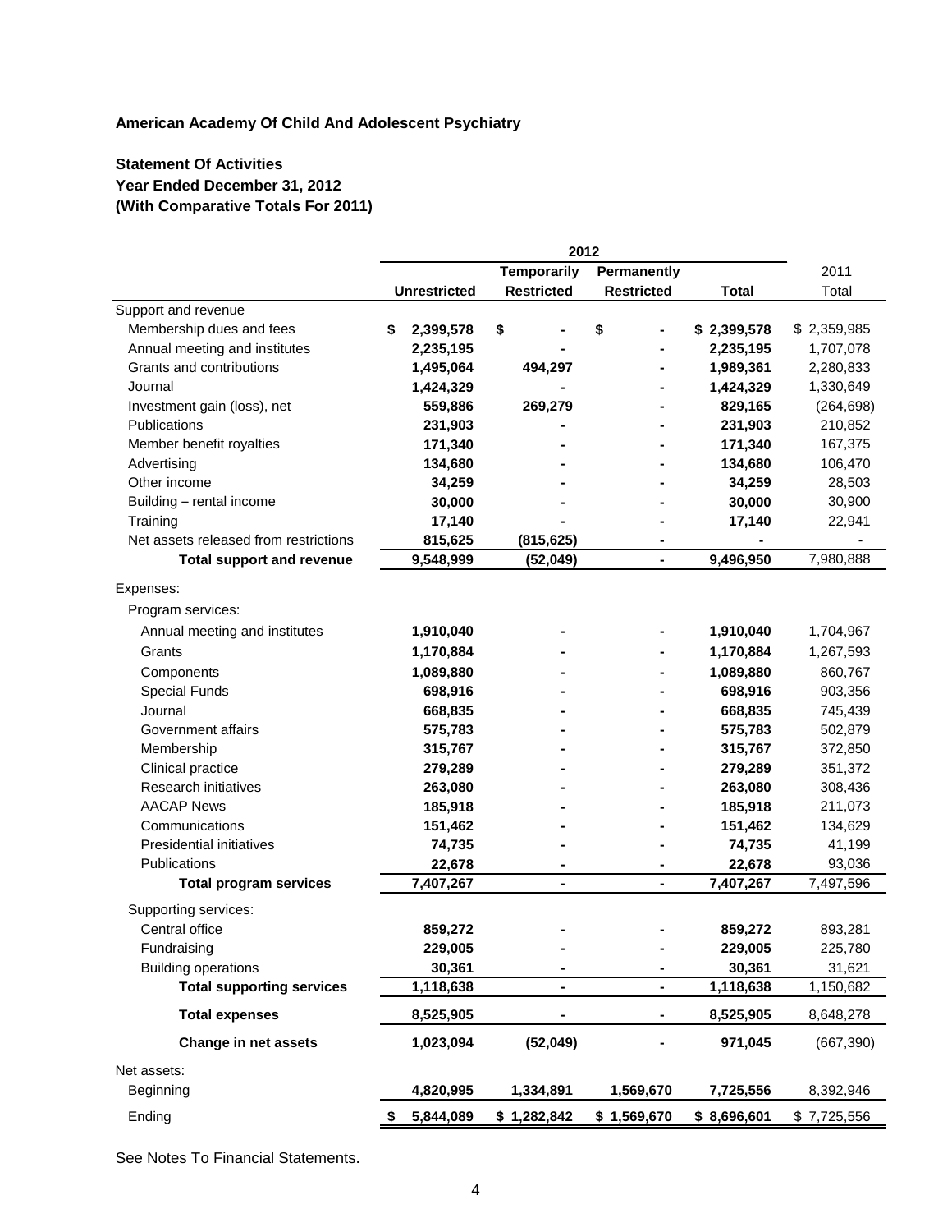**American Academy Of Child And Adolescent Psychiatry**

**Statement Of Activities**
**Year Ended December 31, 2012**
**(With Comparative Totals For 2011)**

| | 2012 | | | | |
|---|---|---|---|---|---|
| | | Temporarily | Permanently | | 2011 |
| | Unrestricted | Restricted | Restricted | Total | Total |
| Support and revenue | | | | | |
| Membership dues and fees | $ 2,399,578 | $ - | $ - | $ 2,399,578 | $ 2,359,985 |
| Annual meeting and institutes | 2,235,195 | - | - | 2,235,195 | 1,707,078 |
| Grants and contributions | 1,495,064 | 494,297 | - | 1,989,361 | 2,280,833 |
| Journal | 1,424,329 | - | - | 1,424,329 | 1,330,649 |
| Investment gain (loss), net | 559,886 | 269,279 | - | 829,165 | (264,698) |
| Publications | 231,903 | - | - | 231,903 | 210,852 |
| Member benefit royalties | 171,340 | - | - | 171,340 | 167,375 |
| Advertising | 134,680 | - | - | 134,680 | 106,470 |
| Other income | 34,259 | - | - | 34,259 | 28,503 |
| Building – rental income | 30,000 | - | - | 30,000 | 30,900 |
| Training | 17,140 | - | - | 17,140 | 22,941 |
| Net assets released from restrictions | 815,625 | (815,625) | - | - | - |
| **Total support and revenue** | 9,548,999 | (52,049) | - | 9,496,950 | 7,980,888 |
| Expenses: | | | | | |
| Program services: | | | | | |
| Annual meeting and institutes | 1,910,040 | - | - | 1,910,040 | 1,704,967 |
| Grants | 1,170,884 | - | - | 1,170,884 | 1,267,593 |
| Components | 1,089,880 | - | - | 1,089,880 | 860,767 |
| Special Funds | 698,916 | - | - | 698,916 | 903,356 |
| Journal | 668,835 | - | - | 668,835 | 745,439 |
| Government affairs | 575,783 | - | - | 575,783 | 502,879 |
| Membership | 315,767 | - | - | 315,767 | 372,850 |
| Clinical practice | 279,289 | - | - | 279,289 | 351,372 |
| Research initiatives | 263,080 | - | - | 263,080 | 308,436 |
| AACAP News | 185,918 | - | - | 185,918 | 211,073 |
| Communications | 151,462 | - | - | 151,462 | 134,629 |
| Presidential initiatives | 74,735 | - | - | 74,735 | 41,199 |
| Publications | 22,678 | - | - | 22,678 | 93,036 |
| **Total program services** | 7,407,267 | - | - | 7,407,267 | 7,497,596 |
| Supporting services: | | | | | |
| Central office | 859,272 | - | - | 859,272 | 893,281 |
| Fundraising | 229,005 | - | - | 229,005 | 225,780 |
| Building operations | 30,361 | - | - | 30,361 | 31,621 |
| **Total supporting services** | 1,118,638 | - | - | 1,118,638 | 1,150,682 |
| **Total expenses** | 8,525,905 | - | - | 8,525,905 | 8,648,278 |
| **Change in net assets** | 1,023,094 | (52,049) | - | 971,045 | (667,390) |
| Net assets: | | | | | |
| Beginning | 4,820,995 | 1,334,891 | 1,569,670 | 7,725,556 | 8,392,946 |
| Ending | $ 5,844,089 | $ 1,282,842 | $ 1,569,670 | $ 8,696,601 | $ 7,725,556 |

See Notes To Financial Statements.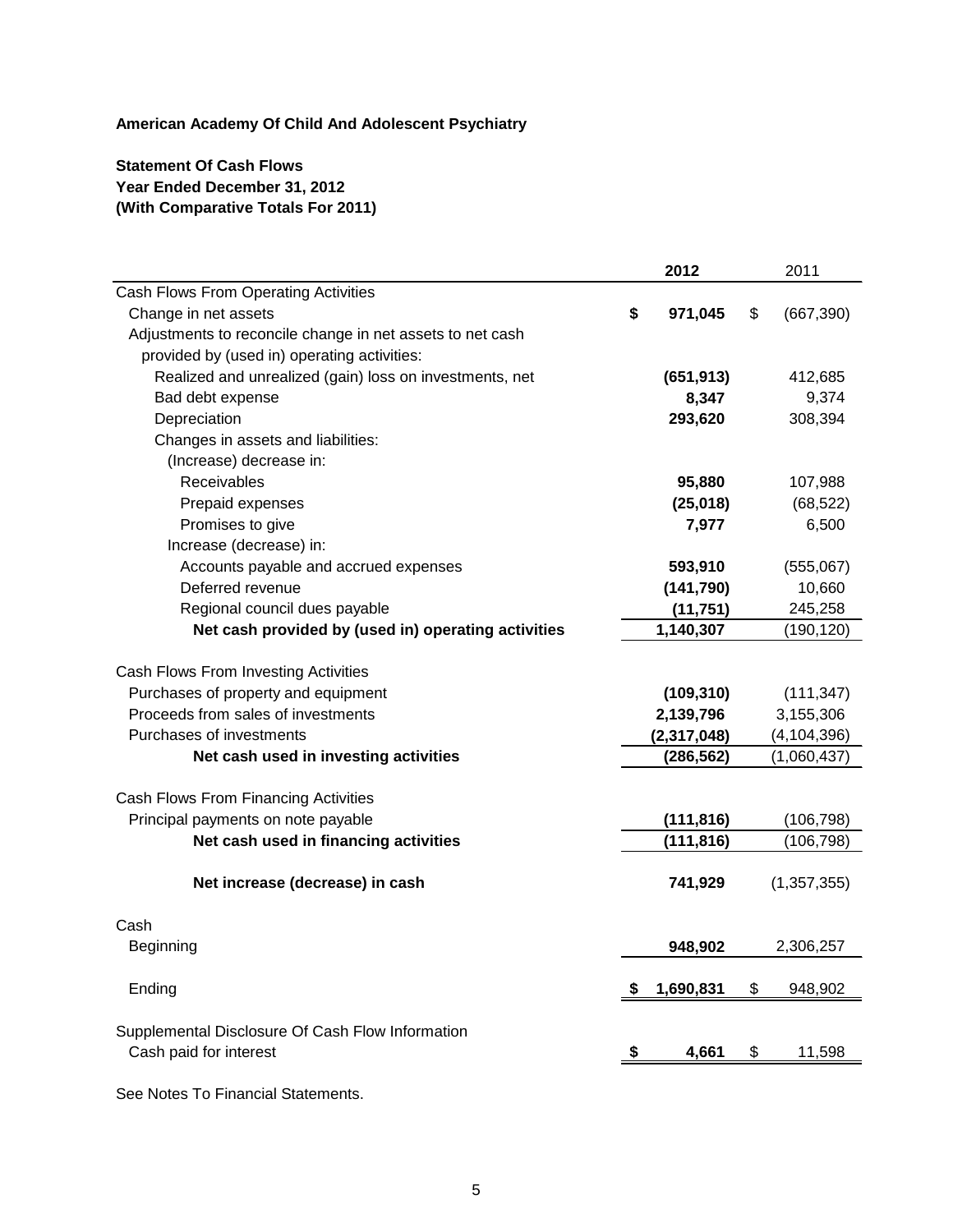**American Academy Of Child And Adolescent Psychiatry**

**Statement Of Cash Flows**
**Year Ended December 31, 2012**
**(With Comparative Totals For 2011)**

| | **2012** | 2011 |
|---|---|---|
| Cash Flows From Operating Activities | | |
| Change in net assets | **$ 971,045** | $ (667,390) |
| Adjustments to reconcile change in net assets to net cash provided by (used in) operating activities: | | |
| Realized and unrealized (gain) loss on investments, net | **(651,913)** | 412,685 |
| Bad debt expense | **8,347** | 9,374 |
| Depreciation | **293,620** | 308,394 |
| Changes in assets and liabilities: | | |
| (Increase) decrease in: | | |
| Receivables | **95,880** | 107,988 |
| Prepaid expenses | **(25,018)** | (68,522) |
| Promises to give | **7,977** | 6,500 |
| Increase (decrease) in: | | |
| Accounts payable and accrued expenses | **593,910** | (555,067) |
| Deferred revenue | **(141,790)** | 10,660 |
| Regional council dues payable | **(11,751)** | 245,258 |
| **Net cash provided by (used in) operating activities** | **1,140,307** | (190,120) |
| Cash Flows From Investing Activities | | |
| Purchases of property and equipment | **(109,310)** | (111,347) |
| Proceeds from sales of investments | **2,139,796** | 3,155,306 |
| Purchases of investments | **(2,317,048)** | (4,104,396) |
| **Net cash used in investing activities** | **(286,562)** | (1,060,437) |
| Cash Flows From Financing Activities | | |
| Principal payments on note payable | **(111,816)** | (106,798) |
| **Net cash used in financing activities** | **(111,816)** | (106,798) |
| **Net increase (decrease) in cash** | **741,929** | (1,357,355) |
| Cash | | |
| Beginning | **948,902** | 2,306,257 |
| Ending | **$ 1,690,831** | $ 948,902 |
| Supplemental Disclosure Of Cash Flow Information | | |
| Cash paid for interest | **$ 4,661** | $ 11,598 |

See Notes To Financial Statements.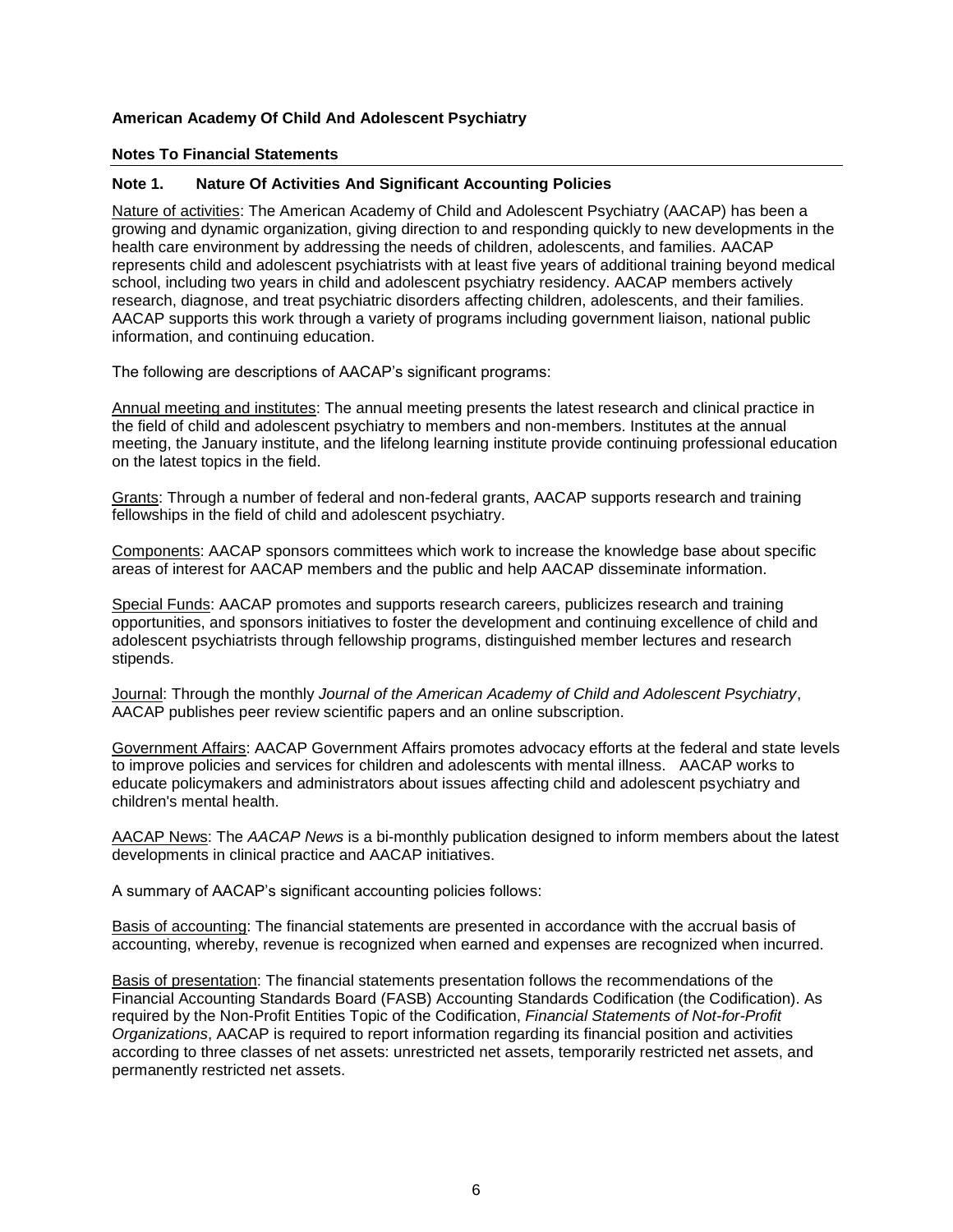**American Academy Of Child And Adolescent Psychiatry**

**Notes To Financial Statements**

**Note 1. Nature Of Activities And Significant Accounting Policies**

Nature of activities: The American Academy of Child and Adolescent Psychiatry (AACAP) has been a growing and dynamic organization, giving direction to and responding quickly to new developments in the health care environment by addressing the needs of children, adolescents, and families. AACAP represents child and adolescent psychiatrists with at least five years of additional training beyond medical school, including two years in child and adolescent psychiatry residency. AACAP members actively research, diagnose, and treat psychiatric disorders affecting children, adolescents, and their families. AACAP supports this work through a variety of programs including government liaison, national public information, and continuing education.

The following are descriptions of AACAP's significant programs:

Annual meeting and institutes: The annual meeting presents the latest research and clinical practice in the field of child and adolescent psychiatry to members and non-members. Institutes at the annual meeting, the January institute, and the lifelong learning institute provide continuing professional education on the latest topics in the field.

Grants: Through a number of federal and non-federal grants, AACAP supports research and training fellowships in the field of child and adolescent psychiatry.

Components: AACAP sponsors committees which work to increase the knowledge base about specific areas of interest for AACAP members and the public and help AACAP disseminate information.

Special Funds: AACAP promotes and supports research careers, publicizes research and training opportunities, and sponsors initiatives to foster the development and continuing excellence of child and adolescent psychiatrists through fellowship programs, distinguished member lectures and research stipends.

Journal: Through the monthly *Journal of the American Academy of Child and Adolescent Psychiatry*, AACAP publishes peer review scientific papers and an online subscription.

Government Affairs: AACAP Government Affairs promotes advocacy efforts at the federal and state levels to improve policies and services for children and adolescents with mental illness. AACAP works to educate policymakers and administrators about issues affecting child and adolescent psychiatry and children's mental health.

AACAP News: The *AACAP News* is a bi-monthly publication designed to inform members about the latest developments in clinical practice and AACAP initiatives.

A summary of AACAP's significant accounting policies follows:

Basis of accounting: The financial statements are presented in accordance with the accrual basis of accounting, whereby, revenue is recognized when earned and expenses are recognized when incurred.

Basis of presentation: The financial statements presentation follows the recommendations of the Financial Accounting Standards Board (FASB) Accounting Standards Codification (the Codification). As required by the Non-Profit Entities Topic of the Codification, *Financial Statements of Not-for-Profit Organizations*, AACAP is required to report information regarding its financial position and activities according to three classes of net assets: unrestricted net assets, temporarily restricted net assets, and permanently restricted net assets.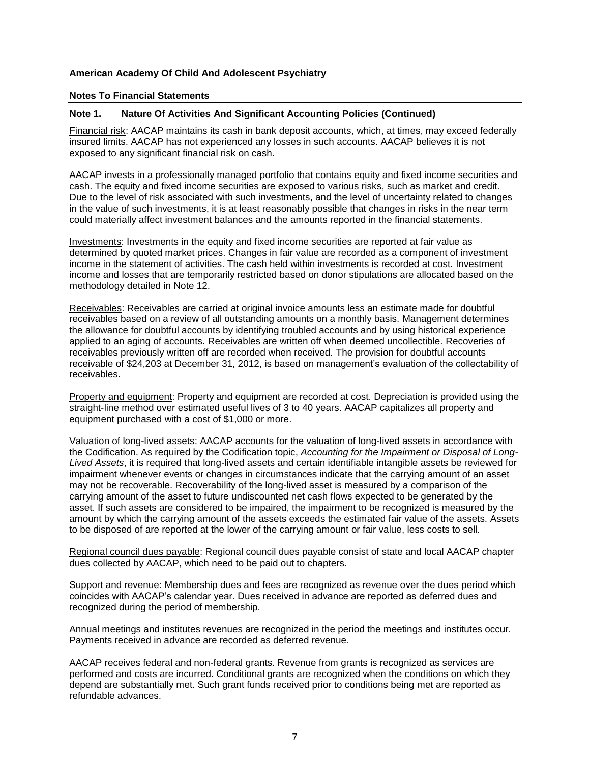**American Academy Of Child And Adolescent Psychiatry**

**Notes To Financial Statements**

**Note 1. Nature Of Activities And Significant Accounting Policies (Continued)**

Financial risk: AACAP maintains its cash in bank deposit accounts, which, at times, may exceed federally insured limits. AACAP has not experienced any losses in such accounts. AACAP believes it is not exposed to any significant financial risk on cash.

AACAP invests in a professionally managed portfolio that contains equity and fixed income securities and cash. The equity and fixed income securities are exposed to various risks, such as market and credit. Due to the level of risk associated with such investments, and the level of uncertainty related to changes in the value of such investments, it is at least reasonably possible that changes in risks in the near term could materially affect investment balances and the amounts reported in the financial statements.

Investments: Investments in the equity and fixed income securities are reported at fair value as determined by quoted market prices. Changes in fair value are recorded as a component of investment income in the statement of activities. The cash held within investments is recorded at cost. Investment income and losses that are temporarily restricted based on donor stipulations are allocated based on the methodology detailed in Note 12.

Receivables: Receivables are carried at original invoice amounts less an estimate made for doubtful receivables based on a review of all outstanding amounts on a monthly basis. Management determines the allowance for doubtful accounts by identifying troubled accounts and by using historical experience applied to an aging of accounts. Receivables are written off when deemed uncollectible. Recoveries of receivables previously written off are recorded when received. The provision for doubtful accounts receivable of $24,203 at December 31, 2012, is based on management's evaluation of the collectability of receivables.

Property and equipment: Property and equipment are recorded at cost. Depreciation is provided using the straight-line method over estimated useful lives of 3 to 40 years. AACAP capitalizes all property and equipment purchased with a cost of $1,000 or more.

Valuation of long-lived assets: AACAP accounts for the valuation of long-lived assets in accordance with the Codification. As required by the Codification topic, *Accounting for the Impairment or Disposal of Long-Lived Assets*, it is required that long-lived assets and certain identifiable intangible assets be reviewed for impairment whenever events or changes in circumstances indicate that the carrying amount of an asset may not be recoverable. Recoverability of the long-lived asset is measured by a comparison of the carrying amount of the asset to future undiscounted net cash flows expected to be generated by the asset. If such assets are considered to be impaired, the impairment to be recognized is measured by the amount by which the carrying amount of the assets exceeds the estimated fair value of the assets. Assets to be disposed of are reported at the lower of the carrying amount or fair value, less costs to sell.

Regional council dues payable: Regional council dues payable consist of state and local AACAP chapter dues collected by AACAP, which need to be paid out to chapters.

Support and revenue: Membership dues and fees are recognized as revenue over the dues period which coincides with AACAP's calendar year. Dues received in advance are reported as deferred dues and recognized during the period of membership.

Annual meetings and institutes revenues are recognized in the period the meetings and institutes occur. Payments received in advance are recorded as deferred revenue.

AACAP receives federal and non-federal grants. Revenue from grants is recognized as services are performed and costs are incurred. Conditional grants are recognized when the conditions on which they depend are substantially met. Such grant funds received prior to conditions being met are reported as refundable advances.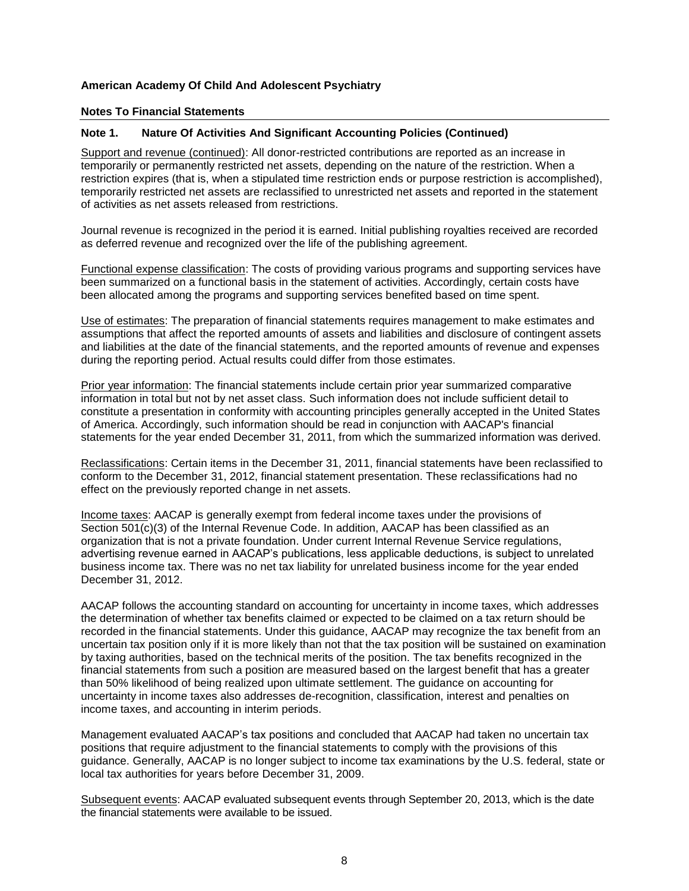**American Academy Of Child And Adolescent Psychiatry**

**Notes To Financial Statements**

**Note 1. Nature Of Activities And Significant Accounting Policies (Continued)**

Support and revenue (continued): All donor-restricted contributions are reported as an increase in temporarily or permanently restricted net assets, depending on the nature of the restriction. When a restriction expires (that is, when a stipulated time restriction ends or purpose restriction is accomplished), temporarily restricted net assets are reclassified to unrestricted net assets and reported in the statement of activities as net assets released from restrictions.

Journal revenue is recognized in the period it is earned. Initial publishing royalties received are recorded as deferred revenue and recognized over the life of the publishing agreement.

Functional expense classification: The costs of providing various programs and supporting services have been summarized on a functional basis in the statement of activities. Accordingly, certain costs have been allocated among the programs and supporting services benefited based on time spent.

Use of estimates: The preparation of financial statements requires management to make estimates and assumptions that affect the reported amounts of assets and liabilities and disclosure of contingent assets and liabilities at the date of the financial statements, and the reported amounts of revenue and expenses during the reporting period. Actual results could differ from those estimates.

Prior year information: The financial statements include certain prior year summarized comparative information in total but not by net asset class. Such information does not include sufficient detail to constitute a presentation in conformity with accounting principles generally accepted in the United States of America. Accordingly, such information should be read in conjunction with AACAP's financial statements for the year ended December 31, 2011, from which the summarized information was derived.

Reclassifications: Certain items in the December 31, 2011, financial statements have been reclassified to conform to the December 31, 2012, financial statement presentation. These reclassifications had no effect on the previously reported change in net assets.

Income taxes: AACAP is generally exempt from federal income taxes under the provisions of Section 501(c)(3) of the Internal Revenue Code. In addition, AACAP has been classified as an organization that is not a private foundation. Under current Internal Revenue Service regulations, advertising revenue earned in AACAP's publications, less applicable deductions, is subject to unrelated business income tax. There was no net tax liability for unrelated business income for the year ended December 31, 2012.

AACAP follows the accounting standard on accounting for uncertainty in income taxes, which addresses the determination of whether tax benefits claimed or expected to be claimed on a tax return should be recorded in the financial statements. Under this guidance, AACAP may recognize the tax benefit from an uncertain tax position only if it is more likely than not that the tax position will be sustained on examination by taxing authorities, based on the technical merits of the position. The tax benefits recognized in the financial statements from such a position are measured based on the largest benefit that has a greater than 50% likelihood of being realized upon ultimate settlement. The guidance on accounting for uncertainty in income taxes also addresses de-recognition, classification, interest and penalties on income taxes, and accounting in interim periods.

Management evaluated AACAP's tax positions and concluded that AACAP had taken no uncertain tax positions that require adjustment to the financial statements to comply with the provisions of this guidance. Generally, AACAP is no longer subject to income tax examinations by the U.S. federal, state or local tax authorities for years before December 31, 2009.

Subsequent events: AACAP evaluated subsequent events through September 20, 2013, which is the date the financial statements were available to be issued.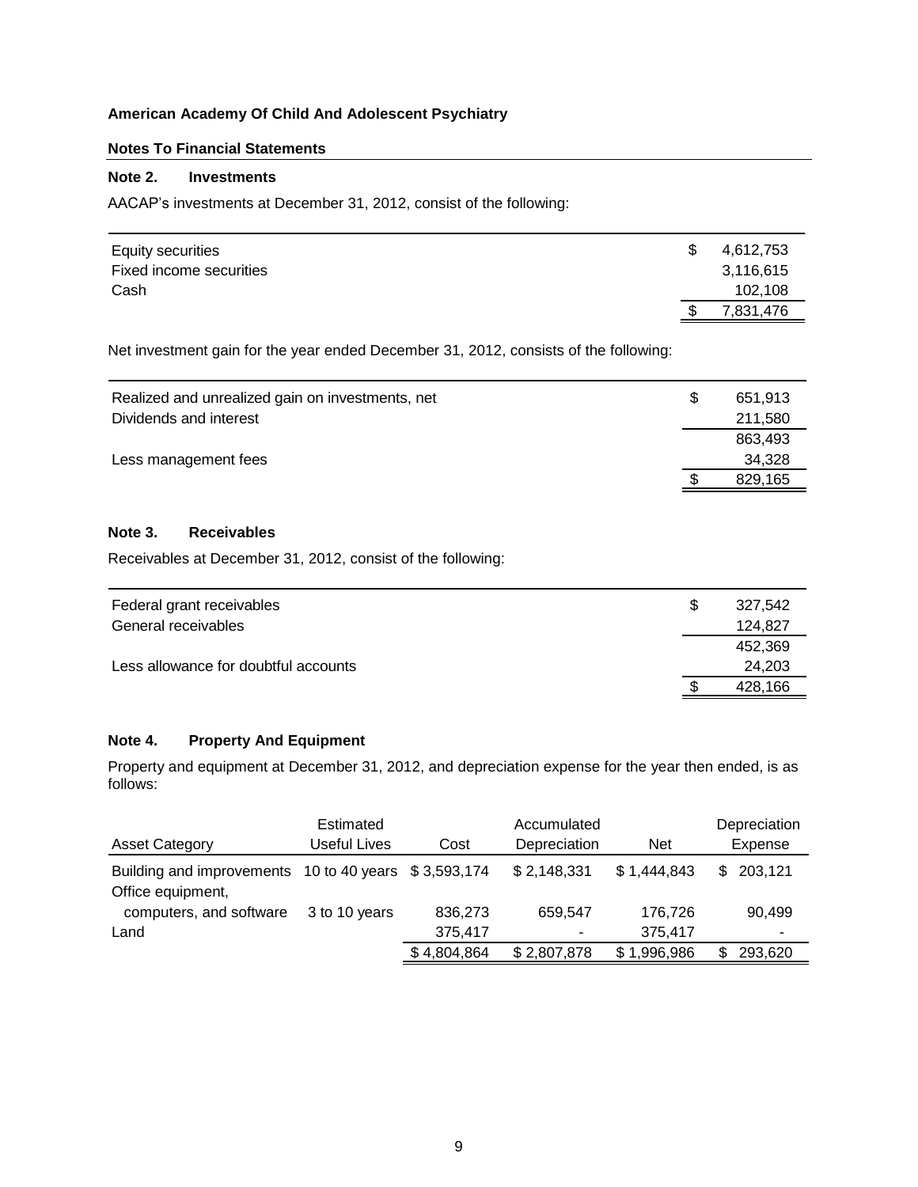**American Academy Of Child And Adolescent Psychiatry**

**Notes To Financial Statements**

**Note 2. Investments**

AACAP's investments at December 31, 2012, consist of the following:

| | |
|---|---|
| Equity securities | $ 4,612,753 |
| Fixed income securities | 3,116,615 |
| Cash | 102,108 |
| | $ 7,831,476 |

Net investment gain for the year ended December 31, 2012, consists of the following:

| | |
|---|---|
| Realized and unrealized gain on investments, net | $ 651,913 |
| Dividends and interest | 211,580 |
| | 863,493 |
| Less management fees | 34,328 |
| | $ 829,165 |

**Note 3. Receivables**

Receivables at December 31, 2012, consist of the following:

| | |
|---|---|
| Federal grant receivables | $ 327,542 |
| General receivables | 124,827 |
| | 452,369 |
| Less allowance for doubtful accounts | 24,203 |
| | $ 428,166 |

**Note 4. Property And Equipment**

Property and equipment at December 31, 2012, and depreciation expense for the year then ended, is as follows:

| Asset Category | Estimated Useful Lives | Cost | Accumulated Depreciation | Net | Depreciation Expense |
|---|---|---|---|---|---|
| Building and improvements | 10 to 40 years | $ 3,593,174 | $ 2,148,331 | $ 1,444,843 | $ 203,121 |
| Office equipment, computers, and software | 3 to 10 years | 836,273 | 659,547 | 176,726 | 90,499 |
| Land | | 375,417 | - | 375,417 | - |
| | | $ 4,804,864 | $ 2,807,878 | $ 1,996,986 | $ 293,620 |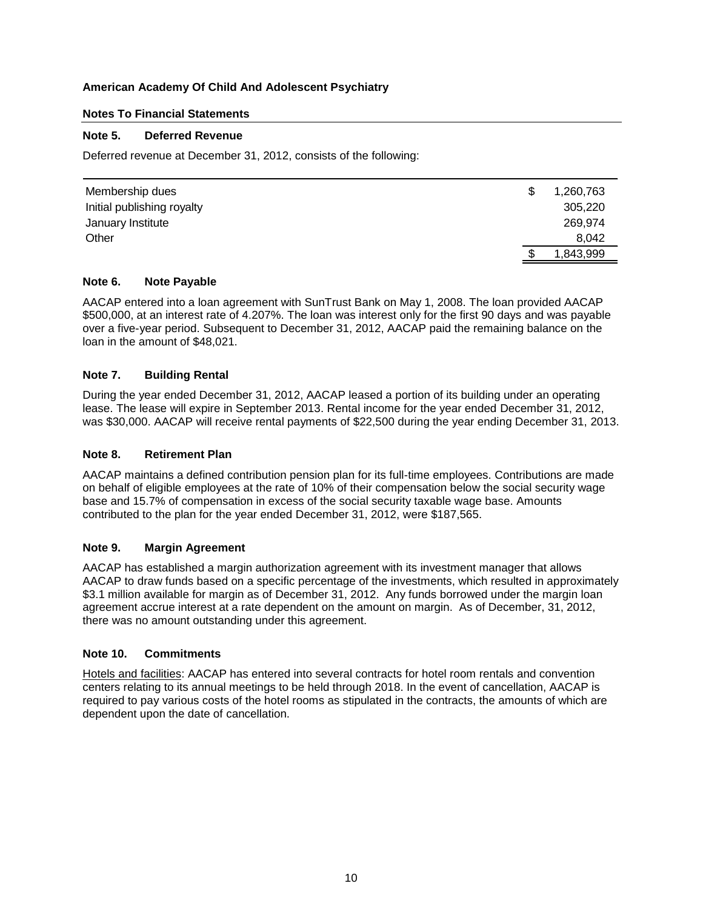**American Academy Of Child And Adolescent Psychiatry**

**Notes To Financial Statements**

### Note 5. Deferred Revenue

Deferred revenue at December 31, 2012, consists of the following:

| | |
|---|---|
| Membership dues | $ 1,260,763 |
| Initial publishing royalty | 305,220 |
| January Institute | 269,974 |
| Other | 8,042 |
| | $ 1,843,999 |

### Note 6. Note Payable

AACAP entered into a loan agreement with SunTrust Bank on May 1, 2008. The loan provided AACAP $500,000, at an interest rate of 4.207%. The loan was interest only for the first 90 days and was payable over a five-year period. Subsequent to December 31, 2012, AACAP paid the remaining balance on the loan in the amount of $48,021.

### Note 7. Building Rental

During the year ended December 31, 2012, AACAP leased a portion of its building under an operating lease. The lease will expire in September 2013. Rental income for the year ended December 31, 2012, was $30,000. AACAP will receive rental payments of $22,500 during the year ending December 31, 2013.

### Note 8. Retirement Plan

AACAP maintains a defined contribution pension plan for its full-time employees. Contributions are made on behalf of eligible employees at the rate of 10% of their compensation below the social security wage base and 15.7% of compensation in excess of the social security taxable wage base. Amounts contributed to the plan for the year ended December 31, 2012, were $187,565.

### Note 9. Margin Agreement

AACAP has established a margin authorization agreement with its investment manager that allows AACAP to draw funds based on a specific percentage of the investments, which resulted in approximately $3.1 million available for margin as of December 31, 2012. Any funds borrowed under the margin loan agreement accrue interest at a rate dependent on the amount on margin. As of December, 31, 2012, there was no amount outstanding under this agreement.

### Note 10. Commitments

Hotels and facilities: AACAP has entered into several contracts for hotel room rentals and convention centers relating to its annual meetings to be held through 2018. In the event of cancellation, AACAP is required to pay various costs of the hotel rooms as stipulated in the contracts, the amounts of which are dependent upon the date of cancellation.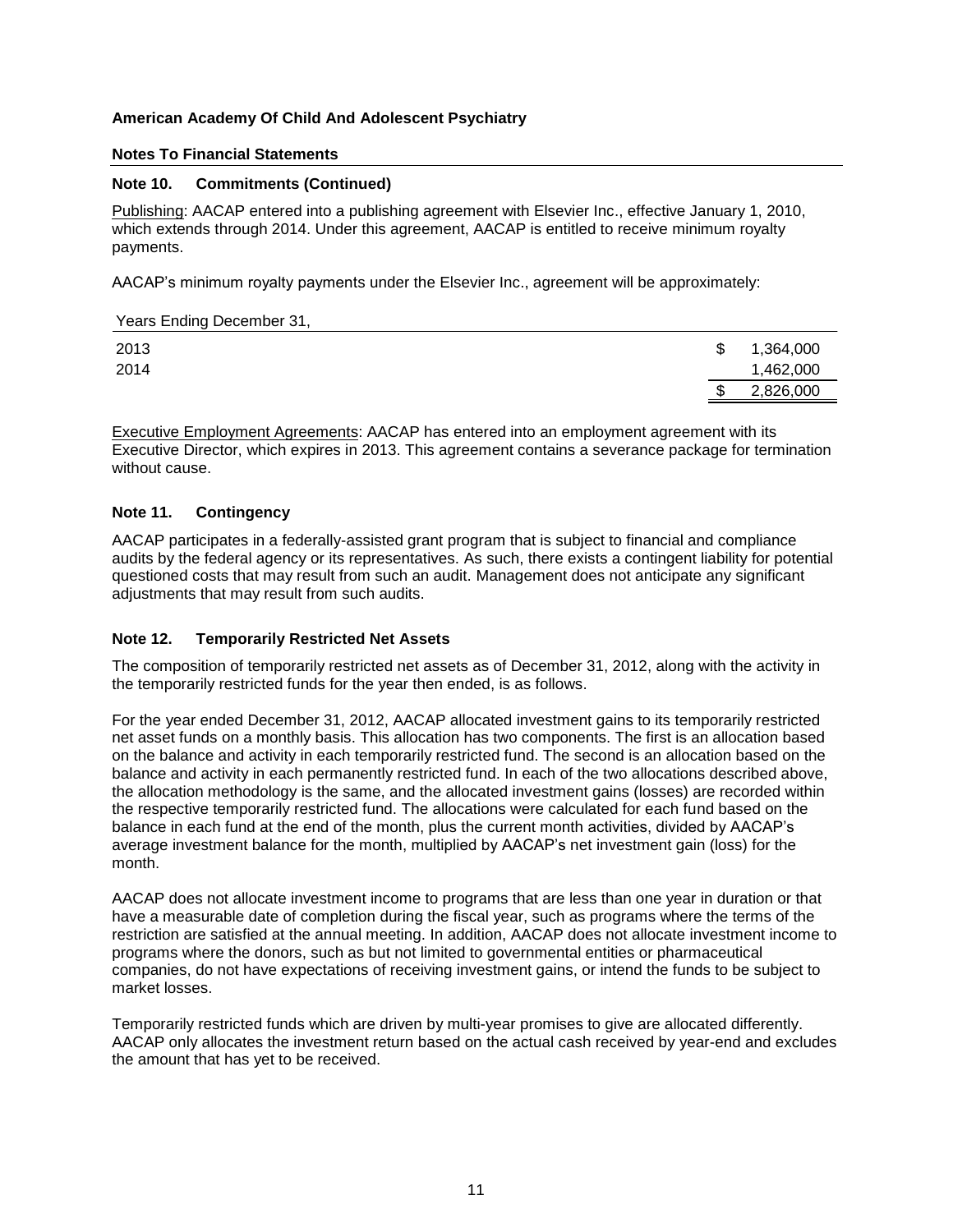**American Academy Of Child And Adolescent Psychiatry**

**Notes To Financial Statements**

**Note 10. Commitments (Continued)**

Publishing: AACAP entered into a publishing agreement with Elsevier Inc., effective January 1, 2010, which extends through 2014. Under this agreement, AACAP is entitled to receive minimum royalty payments.

AACAP's minimum royalty payments under the Elsevier Inc., agreement will be approximately:

| Years Ending December 31, | |
|---|---|
| 2013 | $ 1,364,000 |
| 2014 | 1,462,000 |
| | $ 2,826,000 |

Executive Employment Agreements: AACAP has entered into an employment agreement with its Executive Director, which expires in 2013. This agreement contains a severance package for termination without cause.

**Note 11. Contingency**

AACAP participates in a federally-assisted grant program that is subject to financial and compliance audits by the federal agency or its representatives. As such, there exists a contingent liability for potential questioned costs that may result from such an audit. Management does not anticipate any significant adjustments that may result from such audits.

**Note 12. Temporarily Restricted Net Assets**

The composition of temporarily restricted net assets as of December 31, 2012, along with the activity in the temporarily restricted funds for the year then ended, is as follows.

For the year ended December 31, 2012, AACAP allocated investment gains to its temporarily restricted net asset funds on a monthly basis. This allocation has two components. The first is an allocation based on the balance and activity in each temporarily restricted fund. The second is an allocation based on the balance and activity in each permanently restricted fund. In each of the two allocations described above, the allocation methodology is the same, and the allocated investment gains (losses) are recorded within the respective temporarily restricted fund. The allocations were calculated for each fund based on the balance in each fund at the end of the month, plus the current month activities, divided by AACAP's average investment balance for the month, multiplied by AACAP's net investment gain (loss) for the month.

AACAP does not allocate investment income to programs that are less than one year in duration or that have a measurable date of completion during the fiscal year, such as programs where the terms of the restriction are satisfied at the annual meeting. In addition, AACAP does not allocate investment income to programs where the donors, such as but not limited to governmental entities or pharmaceutical companies, do not have expectations of receiving investment gains, or intend the funds to be subject to market losses.

Temporarily restricted funds which are driven by multi-year promises to give are allocated differently. AACAP only allocates the investment return based on the actual cash received by year-end and excludes the amount that has yet to be received.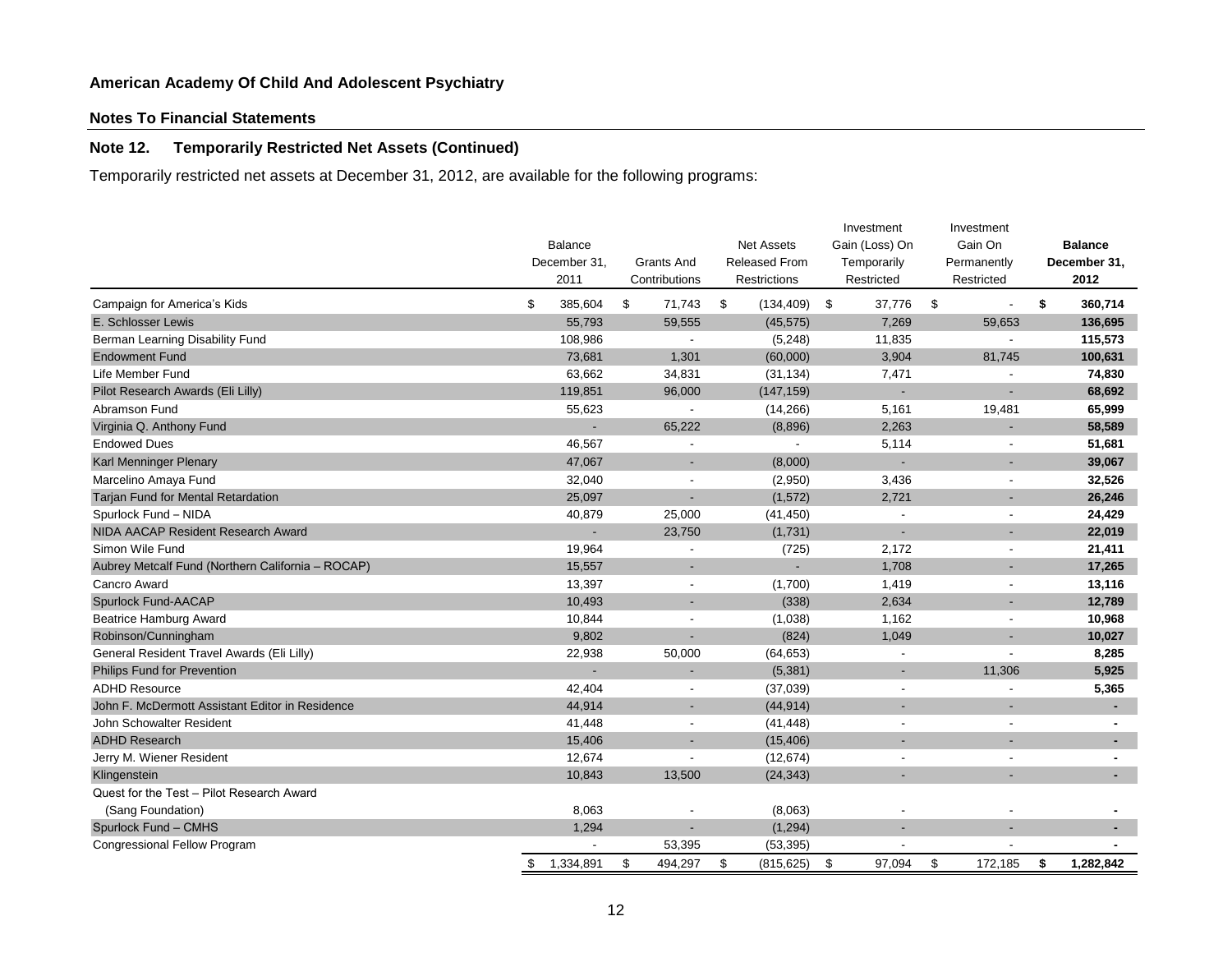**American Academy Of Child And Adolescent Psychiatry**

**Notes To Financial Statements**

**Note 12. Temporarily Restricted Net Assets (Continued)**

Temporarily restricted net assets at December 31, 2012, are available for the following programs:

| | Balance December 31, 2011 | Grants And Contributions | Net Assets Released From Restrictions | Investment Gain (Loss) On Temporarily Restricted | Investment Gain On Permanently Restricted | **Balance December 31, 2012** |
|---|---|---|---|---|---|---|
| Campaign for America's Kids | $ 385,604 | $ 71,743 | $ (134,409) | $ 37,776 | $ - | **$ 360,714** |
| E. Schlosser Lewis | 55,793 | 59,555 | (45,575) | 7,269 | 59,653 | **136,695** |
| Berman Learning Disability Fund | 108,986 | - | (5,248) | 11,835 | - | **115,573** |
| Endowment Fund | 73,681 | 1,301 | (60,000) | 3,904 | 81,745 | **100,631** |
| Life Member Fund | 63,662 | 34,831 | (31,134) | 7,471 | - | **74,830** |
| Pilot Research Awards (Eli Lilly) | 119,851 | 96,000 | (147,159) | - | - | **68,692** |
| Abramson Fund | 55,623 | - | (14,266) | 5,161 | 19,481 | **65,999** |
| Virginia Q. Anthony Fund | - | 65,222 | (8,896) | 2,263 | - | **58,589** |
| Endowed Dues | 46,567 | - | - | 5,114 | - | **51,681** |
| Karl Menninger Plenary | 47,067 | - | (8,000) | - | - | **39,067** |
| Marcelino Amaya Fund | 32,040 | - | (2,950) | 3,436 | - | **32,526** |
| Tarjan Fund for Mental Retardation | 25,097 | - | (1,572) | 2,721 | - | **26,246** |
| Spurlock Fund – NIDA | 40,879 | 25,000 | (41,450) | - | - | **24,429** |
| NIDA AACAP Resident Research Award | - | 23,750 | (1,731) | - | - | **22,019** |
| Simon Wile Fund | 19,964 | - | (725) | 2,172 | - | **21,411** |
| Aubrey Metcalf Fund (Northern California – ROCAP) | 15,557 | - | - | 1,708 | - | **17,265** |
| Cancro Award | 13,397 | - | (1,700) | 1,419 | - | **13,116** |
| Spurlock Fund-AACAP | 10,493 | - | (338) | 2,634 | - | **12,789** |
| Beatrice Hamburg Award | 10,844 | - | (1,038) | 1,162 | - | **10,968** |
| Robinson/Cunningham | 9,802 | - | (824) | 1,049 | - | **10,027** |
| General Resident Travel Awards (Eli Lilly) | 22,938 | 50,000 | (64,653) | - | - | **8,285** |
| Philips Fund for Prevention | - | - | (5,381) | - | 11,306 | **5,925** |
| ADHD Resource | 42,404 | - | (37,039) | - | - | **5,365** |
| John F. McDermott Assistant Editor in Residence | 44,914 | - | (44,914) | - | - | **-** |
| John Schowalter Resident | 41,448 | - | (41,448) | - | - | **-** |
| ADHD Research | 15,406 | - | (15,406) | - | - | **-** |
| Jerry M. Wiener Resident | 12,674 | - | (12,674) | - | - | **-** |
| Klingenstein | 10,843 | 13,500 | (24,343) | - | - | **-** |
| Quest for the Test – Pilot Research Award (Sang Foundation) | 8,063 | - | (8,063) | - | - | **-** |
| Spurlock Fund – CMHS | 1,294 | - | (1,294) | - | - | **-** |
| Congressional Fellow Program | - | 53,395 | (53,395) | - | - | **-** |
| | $ 1,334,891 | $ 494,297 | $ (815,625) | $ 97,094 | $ 172,185 | **$ 1,282,842** |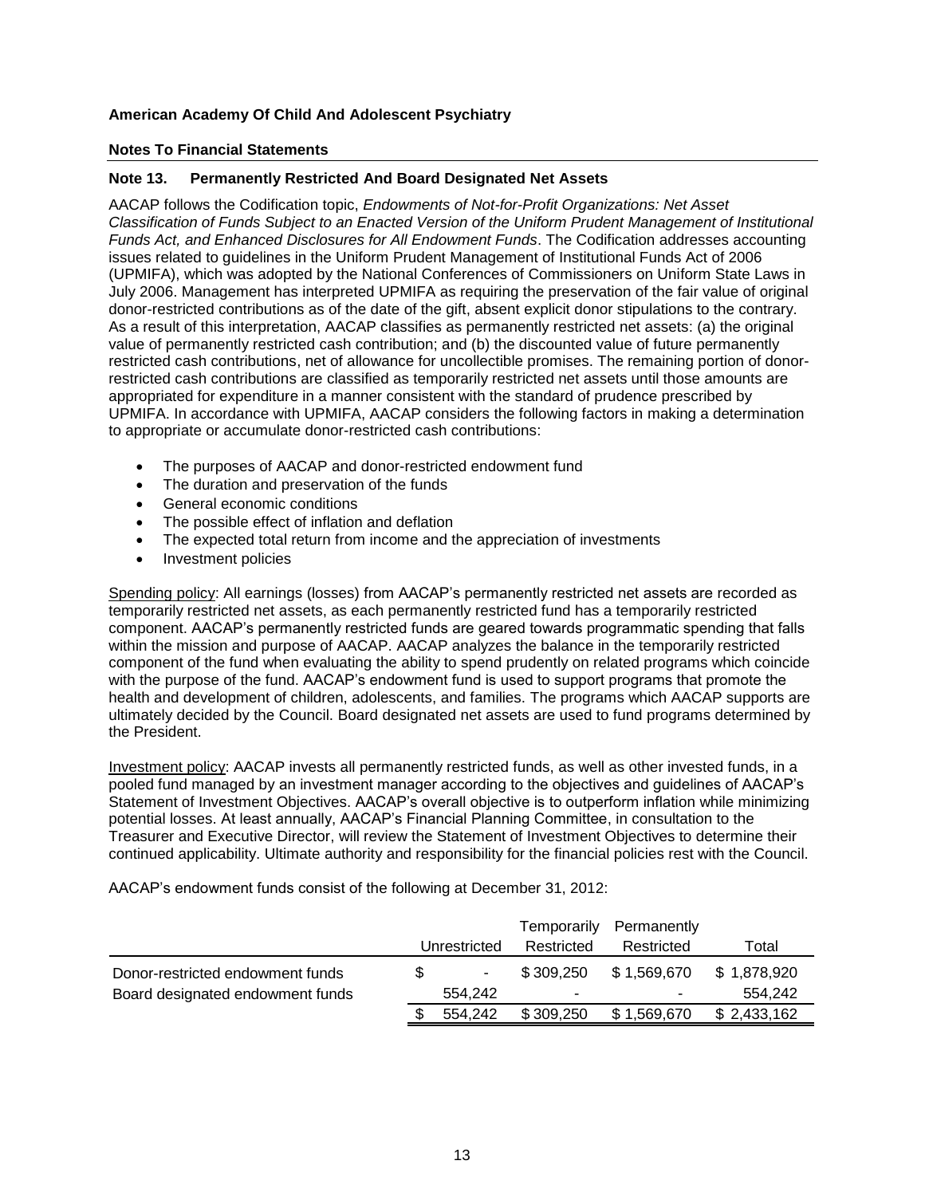**American Academy Of Child And Adolescent Psychiatry**

**Notes To Financial Statements**

**Note 13. Permanently Restricted And Board Designated Net Assets**

AACAP follows the Codification topic, *Endowments of Not-for-Profit Organizations: Net Asset Classification of Funds Subject to an Enacted Version of the Uniform Prudent Management of Institutional Funds Act, and Enhanced Disclosures for All Endowment Funds*. The Codification addresses accounting issues related to guidelines in the Uniform Prudent Management of Institutional Funds Act of 2006 (UPMIFA), which was adopted by the National Conferences of Commissioners on Uniform State Laws in July 2006. Management has interpreted UPMIFA as requiring the preservation of the fair value of original donor-restricted contributions as of the date of the gift, absent explicit donor stipulations to the contrary. As a result of this interpretation, AACAP classifies as permanently restricted net assets: (a) the original value of permanently restricted cash contribution; and (b) the discounted value of future permanently restricted cash contributions, net of allowance for uncollectible promises. The remaining portion of donor-restricted cash contributions are classified as temporarily restricted net assets until those amounts are appropriated for expenditure in a manner consistent with the standard of prudence prescribed by UPMIFA. In accordance with UPMIFA, AACAP considers the following factors in making a determination to appropriate or accumulate donor-restricted cash contributions:

- The purposes of AACAP and donor-restricted endowment fund
- The duration and preservation of the funds
- General economic conditions
- The possible effect of inflation and deflation
- The expected total return from income and the appreciation of investments
- Investment policies

Spending policy: All earnings (losses) from AACAP's permanently restricted net assets are recorded as temporarily restricted net assets, as each permanently restricted fund has a temporarily restricted component. AACAP's permanently restricted funds are geared towards programmatic spending that falls within the mission and purpose of AACAP. AACAP analyzes the balance in the temporarily restricted component of the fund when evaluating the ability to spend prudently on related programs which coincide with the purpose of the fund. AACAP's endowment fund is used to support programs that promote the health and development of children, adolescents, and families. The programs which AACAP supports are ultimately decided by the Council. Board designated net assets are used to fund programs determined by the President.

Investment policy: AACAP invests all permanently restricted funds, as well as other invested funds, in a pooled fund managed by an investment manager according to the objectives and guidelines of AACAP's Statement of Investment Objectives. AACAP's overall objective is to outperform inflation while minimizing potential losses. At least annually, AACAP's Financial Planning Committee, in consultation to the Treasurer and Executive Director, will review the Statement of Investment Objectives to determine their continued applicability. Ultimate authority and responsibility for the financial policies rest with the Council.

AACAP's endowment funds consist of the following at December 31, 2012:

| | Unrestricted | Temporarily Restricted | Permanently Restricted | Total |
|---|---|---|---|---|
| Donor-restricted endowment funds | $ - | $ 309,250 | $ 1,569,670 | $ 1,878,920 |
| Board designated endowment funds | 554,242 | - | - | 554,242 |
| | $ 554,242 | $ 309,250 | $ 1,569,670 | $ 2,433,162 |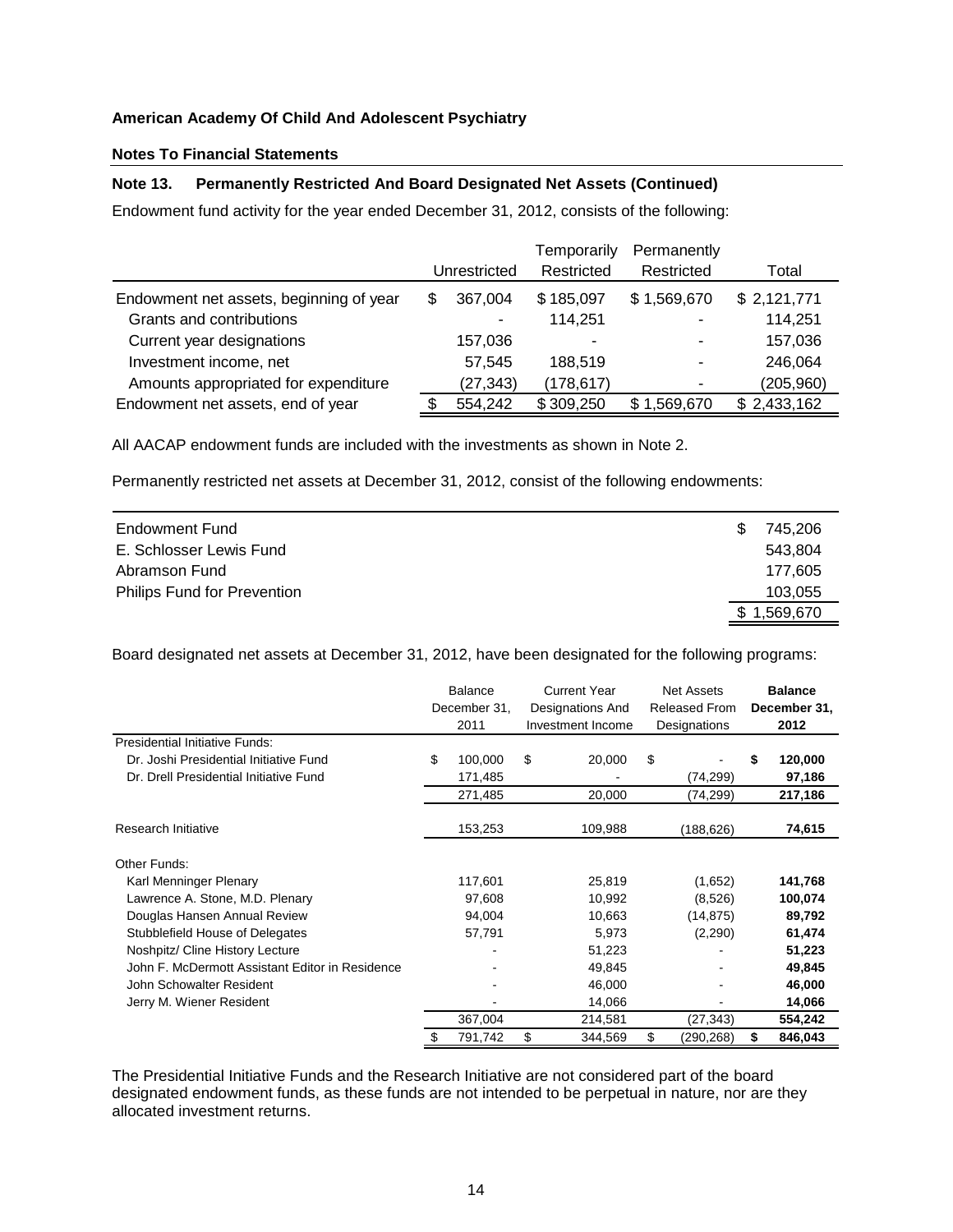**American Academy Of Child And Adolescent Psychiatry**

**Notes To Financial Statements**

**Note 13. Permanently Restricted And Board Designated Net Assets (Continued)**

Endowment fund activity for the year ended December 31, 2012, consists of the following:

| | Unrestricted | Temporarily Restricted | Permanently Restricted | Total |
|---|---|---|---|---|
| Endowment net assets, beginning of year | $ 367,004 | $ 185,097 | $ 1,569,670 | $ 2,121,771 |
| Grants and contributions | - | 114,251 | - | 114,251 |
| Current year designations | 157,036 | - | - | 157,036 |
| Investment income, net | 57,545 | 188,519 | - | 246,064 |
| Amounts appropriated for expenditure | (27,343) | (178,617) | - | (205,960) |
| Endowment net assets, end of year | $ 554,242 | $ 309,250 | $ 1,569,670 | $ 2,433,162 |

All AACAP endowment funds are included with the investments as shown in Note 2.

Permanently restricted net assets at December 31, 2012, consist of the following endowments:

| | |
|---|---|
| Endowment Fund | $ 745,206 |
| E. Schlosser Lewis Fund | 543,804 |
| Abramson Fund | 177,605 |
| Philips Fund for Prevention | 103,055 |
| | $ 1,569,670 |

Board designated net assets at December 31, 2012, have been designated for the following programs:

| | Balance December 31, 2011 | Current Year Designations And Investment Income | Net Assets Released From Designations | **Balance December 31, 2012** |
|---|---|---|---|---|
| Presidential Initiative Funds: | | | | |
| Dr. Joshi Presidential Initiative Fund | $ 100,000 | $ 20,000 | $ - | **$ 120,000** |
| Dr. Drell Presidential Initiative Fund | 171,485 | - | (74,299) | **97,186** |
| | 271,485 | 20,000 | (74,299) | **217,186** |
| Research Initiative | 153,253 | 109,988 | (188,626) | **74,615** |
| Other Funds: | | | | |
| Karl Menninger Plenary | 117,601 | 25,819 | (1,652) | **141,768** |
| Lawrence A. Stone, M.D. Plenary | 97,608 | 10,992 | (8,526) | **100,074** |
| Douglas Hansen Annual Review | 94,004 | 10,663 | (14,875) | **89,792** |
| Stubblefield House of Delegates | 57,791 | 5,973 | (2,290) | **61,474** |
| Noshpitz/ Cline History Lecture | - | 51,223 | - | **51,223** |
| John F. McDermott Assistant Editor in Residence | - | 49,845 | - | **49,845** |
| John Schowalter Resident | - | 46,000 | - | **46,000** |
| Jerry M. Wiener Resident | - | 14,066 | - | **14,066** |
| | 367,004 | 214,581 | (27,343) | **554,242** |
| | $ 791,742 | $ 344,569 | $ (290,268) | **$ 846,043** |

The Presidential Initiative Funds and the Research Initiative are not considered part of the board designated endowment funds, as these funds are not intended to be perpetual in nature, nor are they allocated investment returns.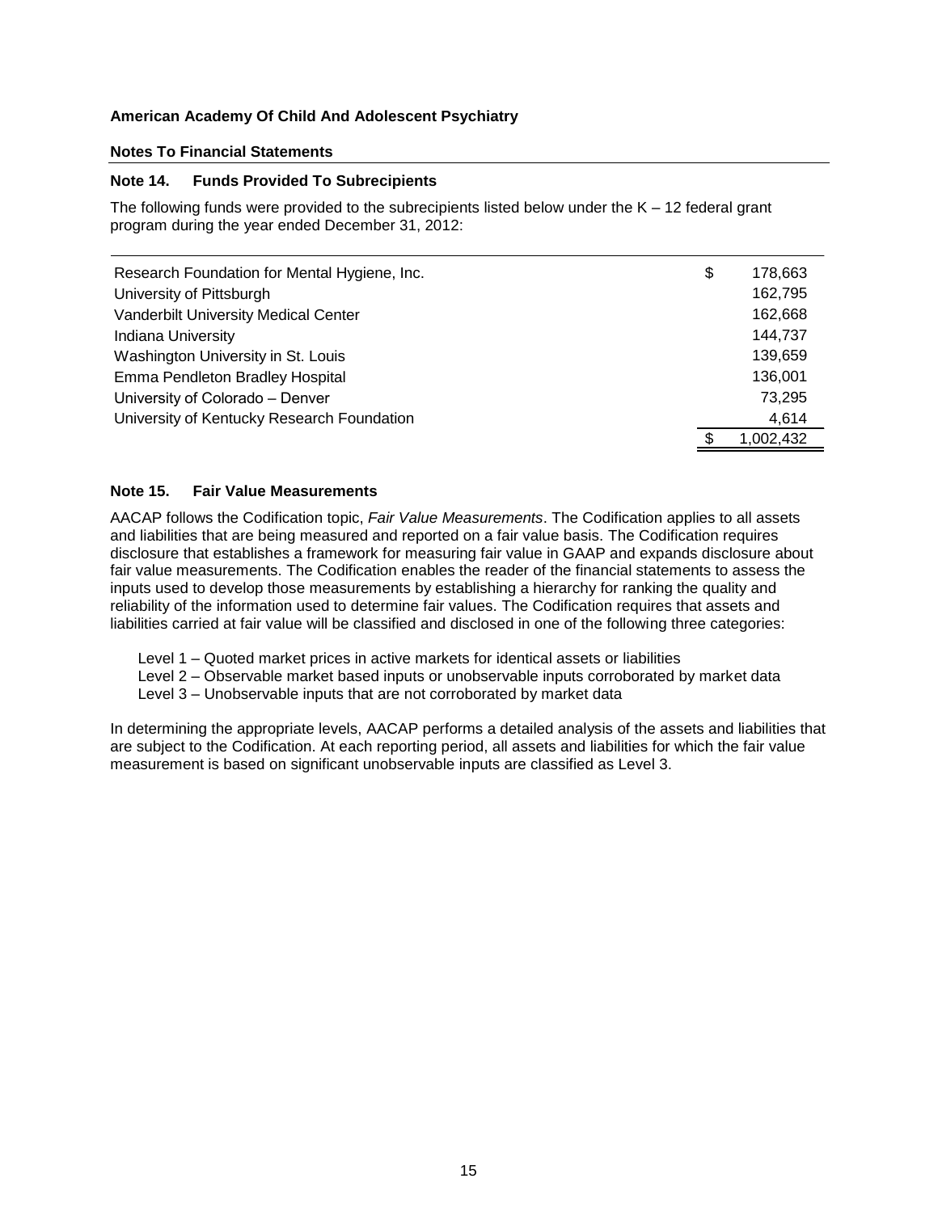**American Academy Of Child And Adolescent Psychiatry**

**Notes To Financial Statements**

## Note 14. Funds Provided To Subrecipients

The following funds were provided to the subrecipients listed below under the K – 12 federal grant program during the year ended December 31, 2012:

| | |
|---|---:|
| Research Foundation for Mental Hygiene, Inc. | $ 178,663 |
| University of Pittsburgh | 162,795 |
| Vanderbilt University Medical Center | 162,668 |
| Indiana University | 144,737 |
| Washington University in St. Louis | 139,659 |
| Emma Pendleton Bradley Hospital | 136,001 |
| University of Colorado – Denver | 73,295 |
| University of Kentucky Research Foundation | 4,614 |
| | $ 1,002,432 |

## Note 15. Fair Value Measurements

AACAP follows the Codification topic, *Fair Value Measurements*. The Codification applies to all assets and liabilities that are being measured and reported on a fair value basis. The Codification requires disclosure that establishes a framework for measuring fair value in GAAP and expands disclosure about fair value measurements. The Codification enables the reader of the financial statements to assess the inputs used to develop those measurements by establishing a hierarchy for ranking the quality and reliability of the information used to determine fair values. The Codification requires that assets and liabilities carried at fair value will be classified and disclosed in one of the following three categories:

Level 1 – Quoted market prices in active markets for identical assets or liabilities
Level 2 – Observable market based inputs or unobservable inputs corroborated by market data
Level 3 – Unobservable inputs that are not corroborated by market data

In determining the appropriate levels, AACAP performs a detailed analysis of the assets and liabilities that are subject to the Codification. At each reporting period, all assets and liabilities for which the fair value measurement is based on significant unobservable inputs are classified as Level 3.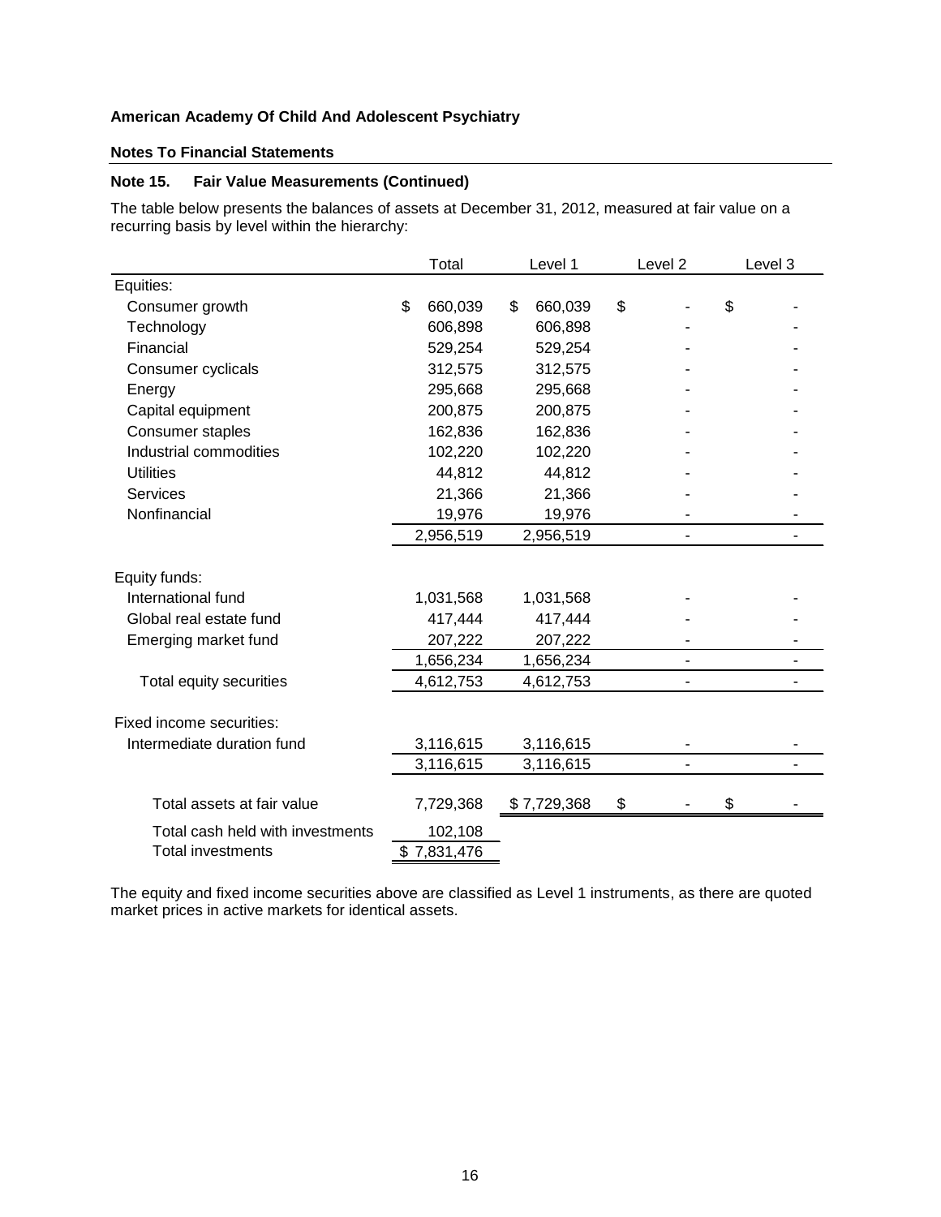**American Academy Of Child And Adolescent Psychiatry**

**Notes To Financial Statements**

**Note 15. Fair Value Measurements (Continued)**

The table below presents the balances of assets at December 31, 2012, measured at fair value on a recurring basis by level within the hierarchy:

| | Total | Level 1 | Level 2 | Level 3 |
|---|---|---|---|---|
| Equities: | | | | |
| Consumer growth | $ 660,039 | $ 660,039 | $ - | $ - |
| Technology | 606,898 | 606,898 | - | - |
| Financial | 529,254 | 529,254 | - | - |
| Consumer cyclicals | 312,575 | 312,575 | - | - |
| Energy | 295,668 | 295,668 | - | - |
| Capital equipment | 200,875 | 200,875 | - | - |
| Consumer staples | 162,836 | 162,836 | - | - |
| Industrial commodities | 102,220 | 102,220 | - | - |
| Utilities | 44,812 | 44,812 | - | - |
| Services | 21,366 | 21,366 | - | - |
| Nonfinancial | 19,976 | 19,976 | - | - |
| | 2,956,519 | 2,956,519 | - | - |
| Equity funds: | | | | |
| International fund | 1,031,568 | 1,031,568 | - | - |
| Global real estate fund | 417,444 | 417,444 | - | - |
| Emerging market fund | 207,222 | 207,222 | - | - |
| | 1,656,234 | 1,656,234 | - | - |
| Total equity securities | 4,612,753 | 4,612,753 | - | - |
| Fixed income securities: | | | | |
| Intermediate duration fund | 3,116,615 | 3,116,615 | - | - |
| | 3,116,615 | 3,116,615 | - | - |
| Total assets at fair value | 7,729,368 | $ 7,729,368 | $ - | $ - |
| Total cash held with investments | 102,108 | | | |
| Total investments | $ 7,831,476 | | | |

The equity and fixed income securities above are classified as Level 1 instruments, as there are quoted market prices in active markets for identical assets.